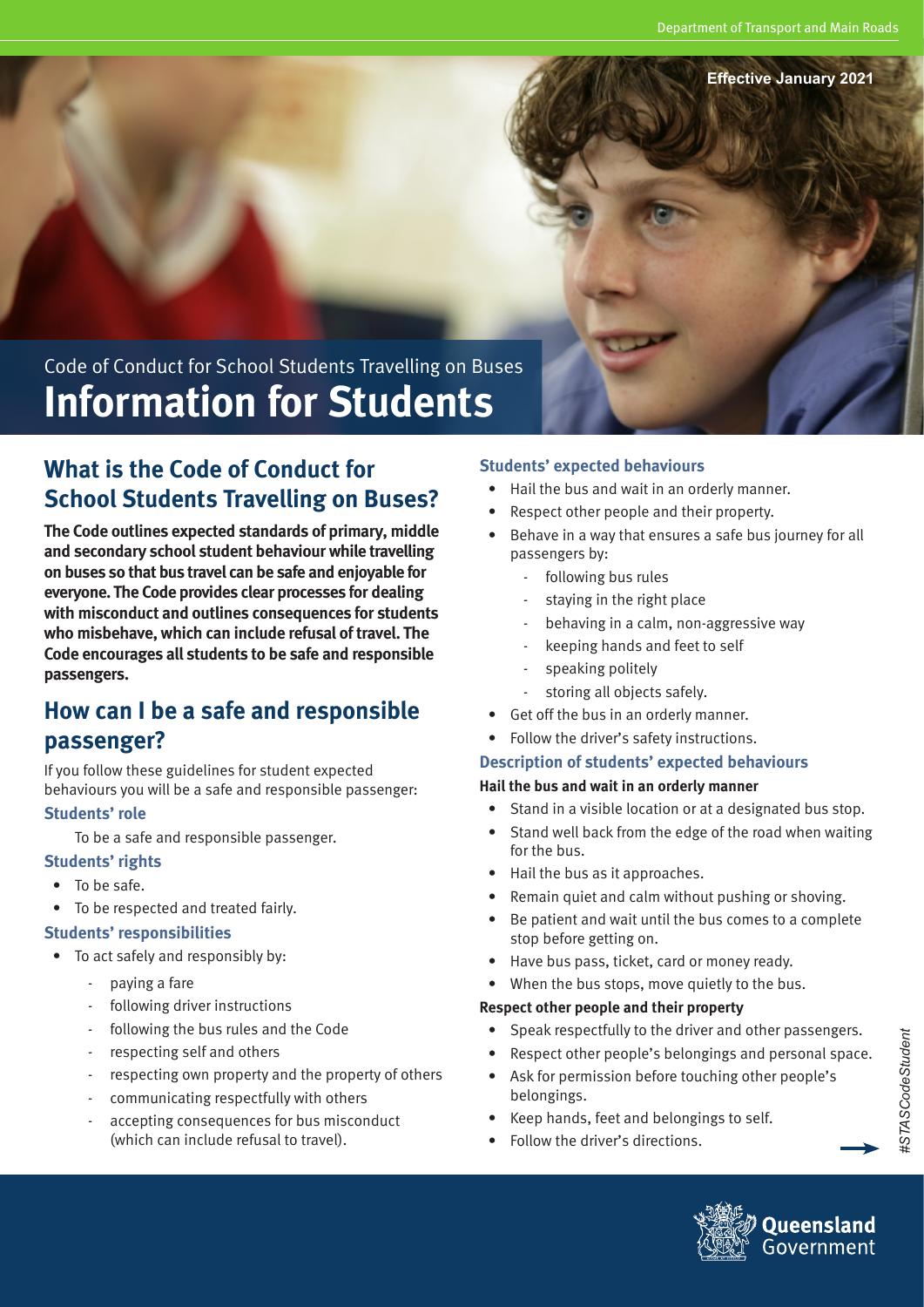Effective January 2021

Code of Conduct for School Students Travelling on Buses

# Information for Students

## What is the Code of Conduct for School Students Travelling on Buses?

**The Code outlines expected standards of primary, middle and secondary school student behaviour while travelling on buses so that bus travel can be safe and enjoyable for everyone. The Code provides clear processes for dealing with misconduct and outlines consequences for students who misbehave, which can include refusal of travel. The Code encourages all students to be safe and responsible passengers.**

## How can I be a safe and responsible passenger?

If you follow these guidelines for student expected behaviours you will be a safe and responsible passenger:

### Students' role

To be a safe and responsible passenger.

### Students' rights

- To be safe.
- To be respected and treated fairly.

### Students' responsibilities

- To act safely and responsibly by:
  - paying a fare
  - following driver instructions
  - following the bus rules and the Code
  - respecting self and others
  - respecting own property and the property of others
  - communicating respectfully with others
  - accepting consequences for bus misconduct (which can include refusal to travel).

### Students' expected behaviours

- Hail the bus and wait in an orderly manner.
- Respect other people and their property.
- Behave in a way that ensures a safe bus journey for all passengers by:
  - following bus rules
  - staying in the right place
  - behaving in a calm, non-aggressive way
  - keeping hands and feet to self
  - speaking politely
  - storing all objects safely.
- Get off the bus in an orderly manner.
- Follow the driver's safety instructions.

### Description of students' expected behaviours

**Hail the bus and wait in an orderly manner**

- Stand in a visible location or at a designated bus stop.
- Stand well back from the edge of the road when waiting for the bus.
- Hail the bus as it approaches.
- Remain quiet and calm without pushing or shoving.
- Be patient and wait until the bus comes to a complete stop before getting on.
- Have bus pass, ticket, card or money ready.
- When the bus stops, move quietly to the bus.

**Respect other people and their property**

- Speak respectfully to the driver and other passengers.
- Respect other people's belongings and personal space.
- Ask for permission before touching other people's belongings.
- Keep hands, feet and belongings to self.
- Follow the driver's directions.

#STASCodeStudent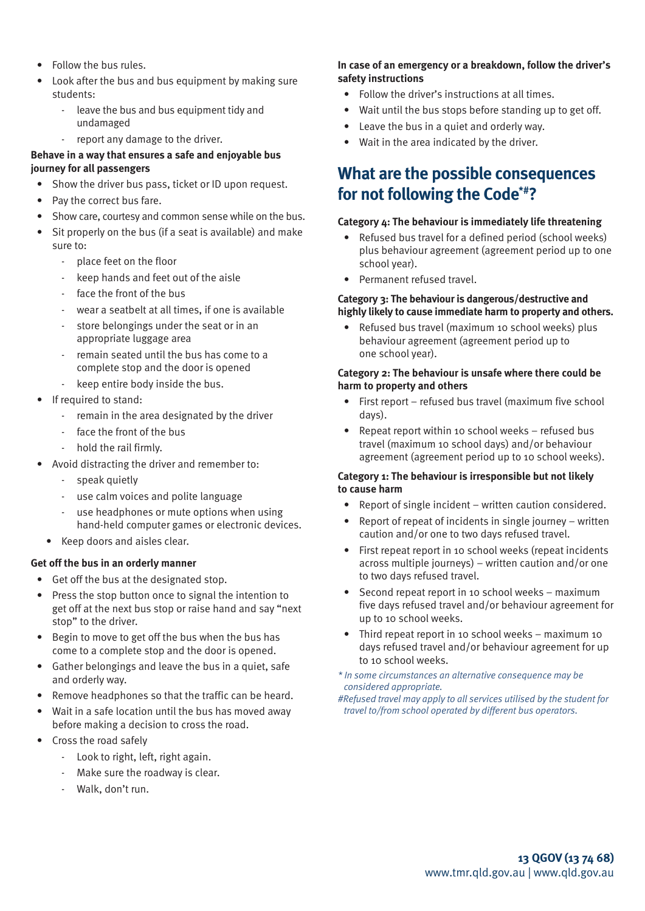- Follow the bus rules.
- Look after the bus and bus equipment by making sure students:
  - leave the bus and bus equipment tidy and undamaged
  - report any damage to the driver.

**Behave in a way that ensures a safe and enjoyable bus journey for all passengers**

- Show the driver bus pass, ticket or ID upon request.
- Pay the correct bus fare.
- Show care, courtesy and common sense while on the bus.
- Sit properly on the bus (if a seat is available) and make sure to:
  - place feet on the floor
  - keep hands and feet out of the aisle
  - face the front of the bus
  - wear a seatbelt at all times, if one is available
  - store belongings under the seat or in an appropriate luggage area
  - remain seated until the bus has come to a complete stop and the door is opened
  - keep entire body inside the bus.
- If required to stand:
  - remain in the area designated by the driver
  - face the front of the bus
  - hold the rail firmly.
- Avoid distracting the driver and remember to:
  - speak quietly
  - use calm voices and polite language
  - use headphones or mute options when using hand-held computer games or electronic devices.
- Keep doors and aisles clear.

**Get off the bus in an orderly manner**

- Get off the bus at the designated stop.
- Press the stop button once to signal the intention to get off at the next bus stop or raise hand and say "next stop" to the driver.
- Begin to move to get off the bus when the bus has come to a complete stop and the door is opened.
- Gather belongings and leave the bus in a quiet, safe and orderly way.
- Remove headphones so that the traffic can be heard.
- Wait in a safe location until the bus has moved away before making a decision to cross the road.
- Cross the road safely
  - Look to right, left, right again.
  - Make sure the roadway is clear.
  - Walk, don't run.

**In case of an emergency or a breakdown, follow the driver's safety instructions**

- Follow the driver's instructions at all times.
- Wait until the bus stops before standing up to get off.
- Leave the bus in a quiet and orderly way.
- Wait in the area indicated by the driver.

## What are the possible consequences for not following the Code*#?

**Category 4: The behaviour is immediately life threatening**

- Refused bus travel for a defined period (school weeks) plus behaviour agreement (agreement period up to one school year).
- Permanent refused travel.

**Category 3: The behaviour is dangerous/destructive and highly likely to cause immediate harm to property and others.**

- Refused bus travel (maximum 10 school weeks) plus behaviour agreement (agreement period up to one school year).

**Category 2: The behaviour is unsafe where there could be harm to property and others**

- First report – refused bus travel (maximum five school days).
- Repeat report within 10 school weeks – refused bus travel (maximum 10 school days) and/or behaviour agreement (agreement period up to 10 school weeks).

**Category 1: The behaviour is irresponsible but not likely to cause harm**

- Report of single incident – written caution considered.
- Report of repeat of incidents in single journey – written caution and/or one to two days refused travel.
- First repeat report in 10 school weeks (repeat incidents across multiple journeys) – written caution and/or one to two days refused travel.
- Second repeat report in 10 school weeks – maximum five days refused travel and/or behaviour agreement for up to 10 school weeks.
- Third repeat report in 10 school weeks – maximum 10 days refused travel and/or behaviour agreement for up to 10 school weeks.

*\* In some circumstances an alternative consequence may be considered appropriate.*

*#Refused travel may apply to all services utilised by the student for travel to/from school operated by different bus operators.*

**13 QGOV (13 74 68)**
www.tmr.qld.gov.au | www.qld.gov.au